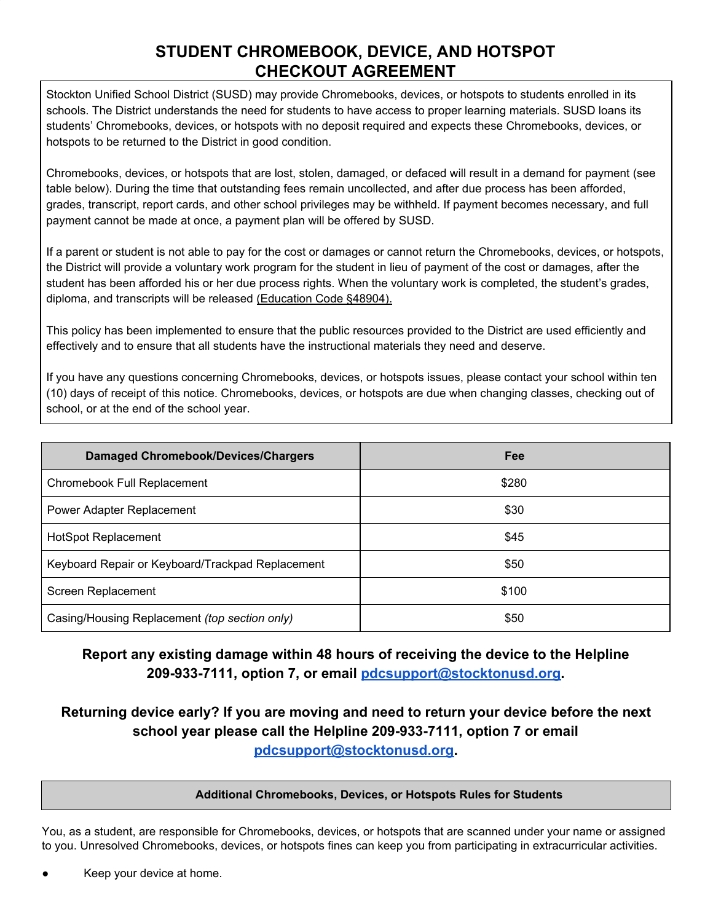# STUDENT CHROMEBOOK, DEVICE, AND HOTSPOT CHECKOUT AGREEMENT

Stockton Unified School District (SUSD) may provide Chromebooks, devices, or hotspots to students enrolled in its schools. The District understands the need for students to have access to proper learning materials. SUSD loans its students' Chromebooks, devices, or hotspots with no deposit required and expects these Chromebooks, devices, or hotspots to be returned to the District in good condition.

Chromebooks, devices, or hotspots that are lost, stolen, damaged, or defaced will result in a demand for payment (see table below). During the time that outstanding fees remain uncollected, and after due process has been afforded, grades, transcript, report cards, and other school privileges may be withheld. If payment becomes necessary, and full payment cannot be made at once, a payment plan will be offered by SUSD.

If a parent or student is not able to pay for the cost or damages or cannot return the Chromebooks, devices, or hotspots, the District will provide a voluntary work program for the student in lieu of payment of the cost or damages, after the student has been afforded his or her due process rights. When the voluntary work is completed, the student's grades, diploma, and transcripts will be released (Education Code §48904).

This policy has been implemented to ensure that the public resources provided to the District are used efficiently and effectively and to ensure that all students have the instructional materials they need and deserve.

If you have any questions concerning Chromebooks, devices, or hotspots issues, please contact your school within ten (10) days of receipt of this notice. Chromebooks, devices, or hotspots are due when changing classes, checking out of school, or at the end of the school year.

| Damaged Chromebook/Devices/Chargers | Fee |
|---|---|
| Chromebook Full Replacement | $280 |
| Power Adapter Replacement | $30 |
| HotSpot Replacement | $45 |
| Keyboard Repair or Keyboard/Trackpad Replacement | $50 |
| Screen Replacement | $100 |
| Casing/Housing Replacement *(top section only)* | $50 |

**Report any existing damage within 48 hours of receiving the device to the Helpline 209-933-7111, option 7, or email pdcsupport@stocktonusd.org.**

**Returning device early? If you are moving and need to return your device before the next school year please call the Helpline 209-933-7111, option 7 or email pdcsupport@stocktonusd.org.**

### Additional Chromebooks, Devices, or Hotspots Rules for Students

You, as a student, are responsible for Chromebooks, devices, or hotspots that are scanned under your name or assigned to you. Unresolved Chromebooks, devices, or hotspots fines can keep you from participating in extracurricular activities.

- Keep your device at home.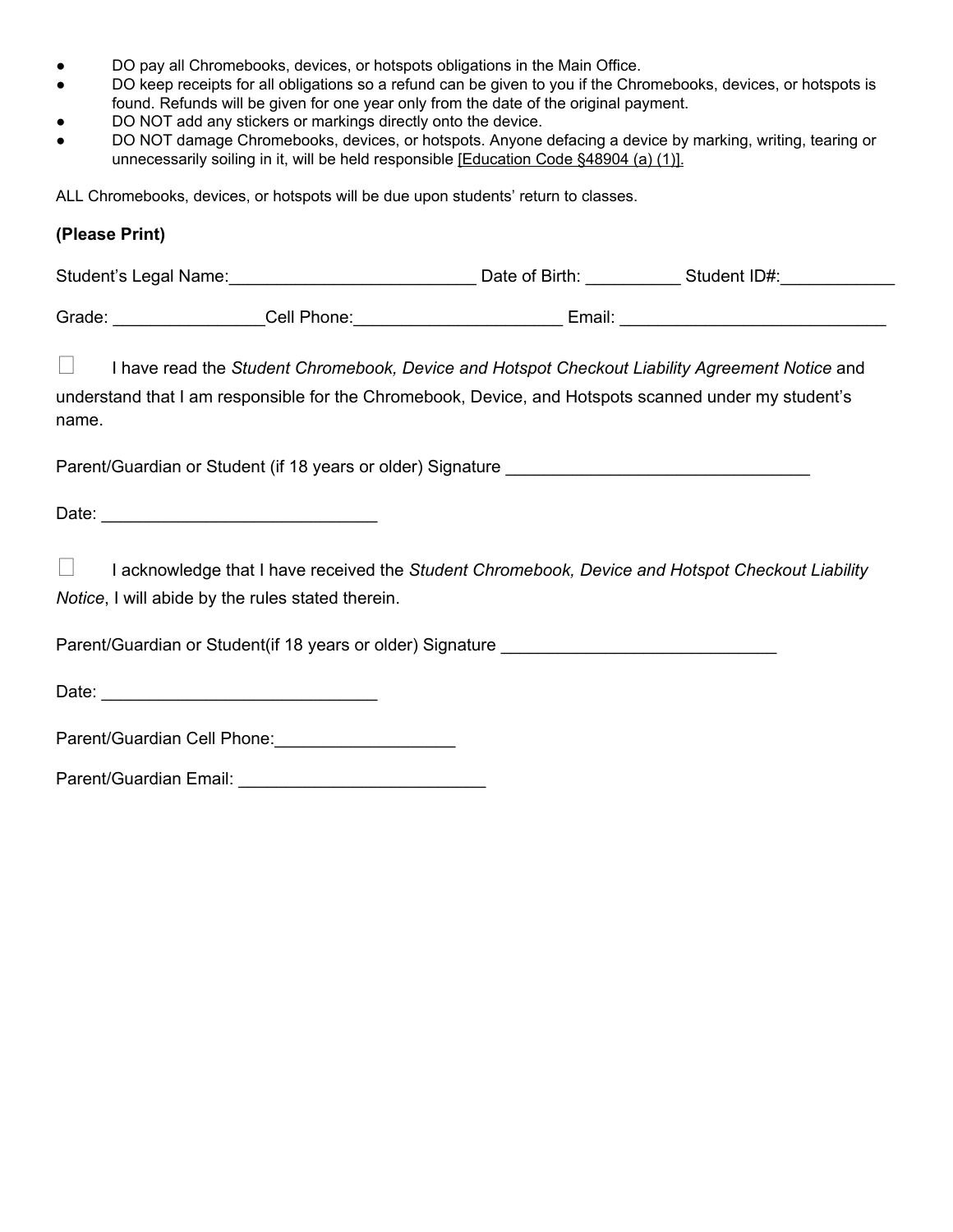- DO pay all Chromebooks, devices, or hotspots obligations in the Main Office.
- DO keep receipts for all obligations so a refund can be given to you if the Chromebooks, devices, or hotspots is found. Refunds will be given for one year only from the date of the original payment.
- DO NOT add any stickers or markings directly onto the device.
- DO NOT damage Chromebooks, devices, or hotspots. Anyone defacing a device by marking, writing, tearing or unnecessarily soiling in it, will be held responsible [Education Code §48904 (a) (1)].

ALL Chromebooks, devices, or hotspots will be due upon students' return to classes.

**(Please Print)**

Student's Legal Name:__________________________ Date of Birth: __________ Student ID#:____________

Grade: ________________Cell Phone:______________________ Email: ____________________________

☐ I have read the *Student Chromebook, Device and Hotspot Checkout Liability Agreement Notice* and understand that I am responsible for the Chromebook, Device, and Hotspots scanned under my student's name.

Parent/Guardian or Student (if 18 years or older) Signature ________________________________

Date: _____________________________

☐ I acknowledge that I have received the *Student Chromebook, Device and Hotspot Checkout Liability Notice*, I will abide by the rules stated therein.

Parent/Guardian or Student(if 18 years or older) Signature _____________________________

Date: _____________________________

Parent/Guardian Cell Phone:___________________

Parent/Guardian Email: __________________________